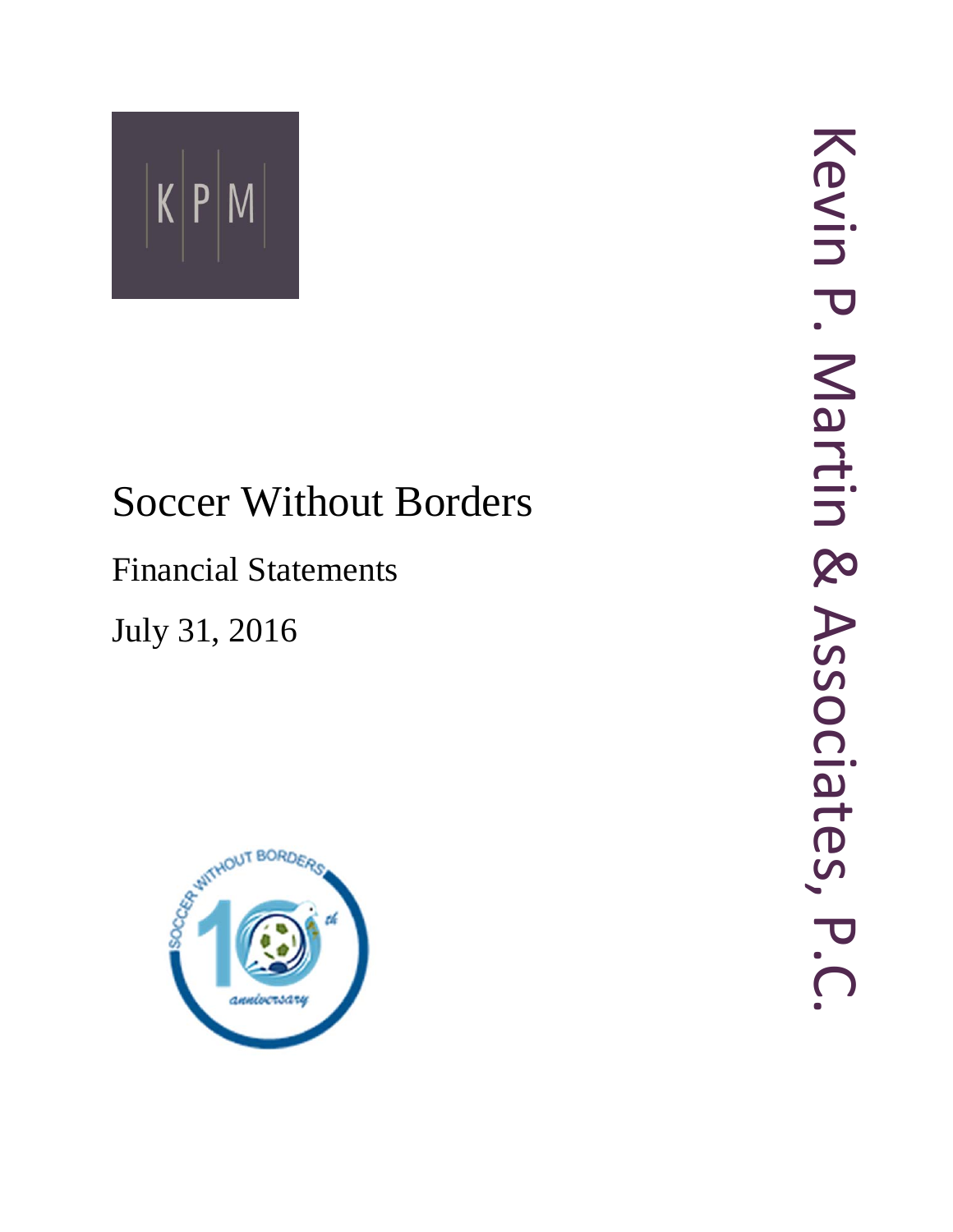K|P|M

# Soccer Without Borders

## Financial Statements

## July 31, 2016

Kevin P. Martin & Associates, P.C.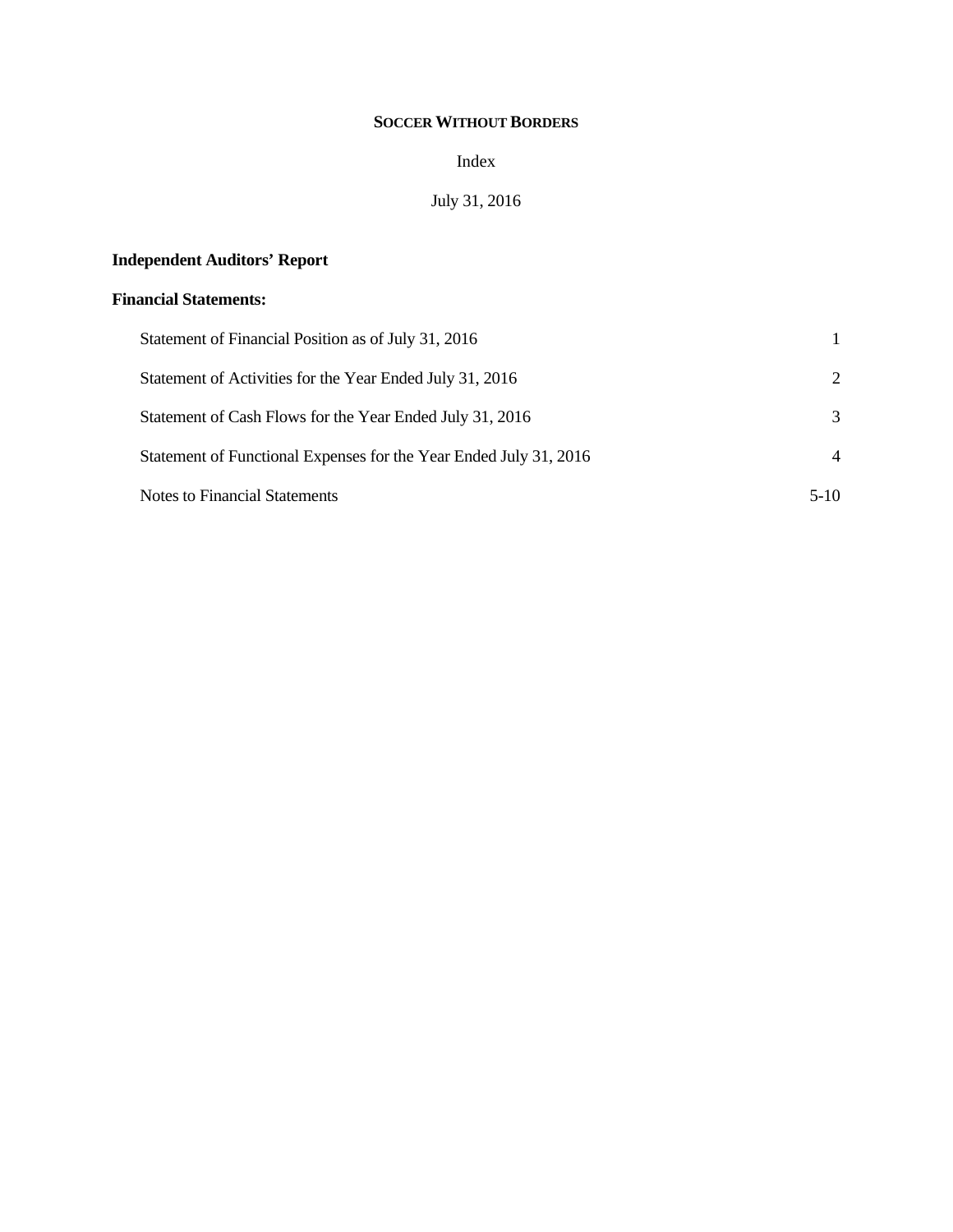**SOCCER WITHOUT BORDERS**

Index

July 31, 2016

**Independent Auditors' Report**

**Financial Statements:**

| | |
|---|---|
| Statement of Financial Position as of July 31, 2016 | 1 |
| Statement of Activities for the Year Ended July 31, 2016 | 2 |
| Statement of Cash Flows for the Year Ended July 31, 2016 | 3 |
| Statement of Functional Expenses for the Year Ended July 31, 2016 | 4 |
| Notes to Financial Statements | 5-10 |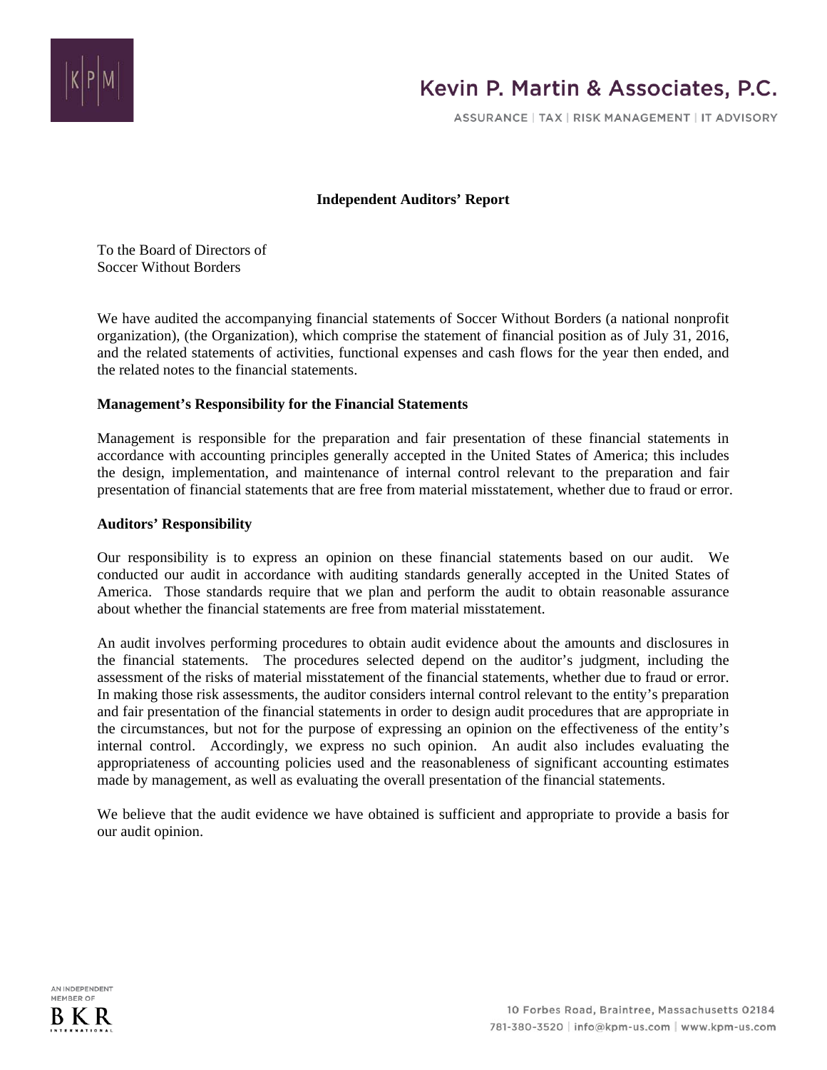# Kevin P. Martin & Associates, P.C.

ASSURANCE | TAX | RISK MANAGEMENT | IT ADVISORY

**Independent Auditors' Report**

To the Board of Directors of
Soccer Without Borders

We have audited the accompanying financial statements of Soccer Without Borders (a national nonprofit organization), (the Organization), which comprise the statement of financial position as of July 31, 2016, and the related statements of activities, functional expenses and cash flows for the year then ended, and the related notes to the financial statements.

**Management's Responsibility for the Financial Statements**

Management is responsible for the preparation and fair presentation of these financial statements in accordance with accounting principles generally accepted in the United States of America; this includes the design, implementation, and maintenance of internal control relevant to the preparation and fair presentation of financial statements that are free from material misstatement, whether due to fraud or error.

**Auditors' Responsibility**

Our responsibility is to express an opinion on these financial statements based on our audit. We conducted our audit in accordance with auditing standards generally accepted in the United States of America. Those standards require that we plan and perform the audit to obtain reasonable assurance about whether the financial statements are free from material misstatement.

An audit involves performing procedures to obtain audit evidence about the amounts and disclosures in the financial statements. The procedures selected depend on the auditor's judgment, including the assessment of the risks of material misstatement of the financial statements, whether due to fraud or error. In making those risk assessments, the auditor considers internal control relevant to the entity's preparation and fair presentation of the financial statements in order to design audit procedures that are appropriate in the circumstances, but not for the purpose of expressing an opinion on the effectiveness of the entity's internal control. Accordingly, we express no such opinion. An audit also includes evaluating the appropriateness of accounting policies used and the reasonableness of significant accounting estimates made by management, as well as evaluating the overall presentation of the financial statements.

We believe that the audit evidence we have obtained is sufficient and appropriate to provide a basis for our audit opinion.

AN INDEPENDENT MEMBER OF BKR INTERNATIONAL

10 Forbes Road, Braintree, Massachusetts 02184
781-380-3520 | info@kpm-us.com | www.kpm-us.com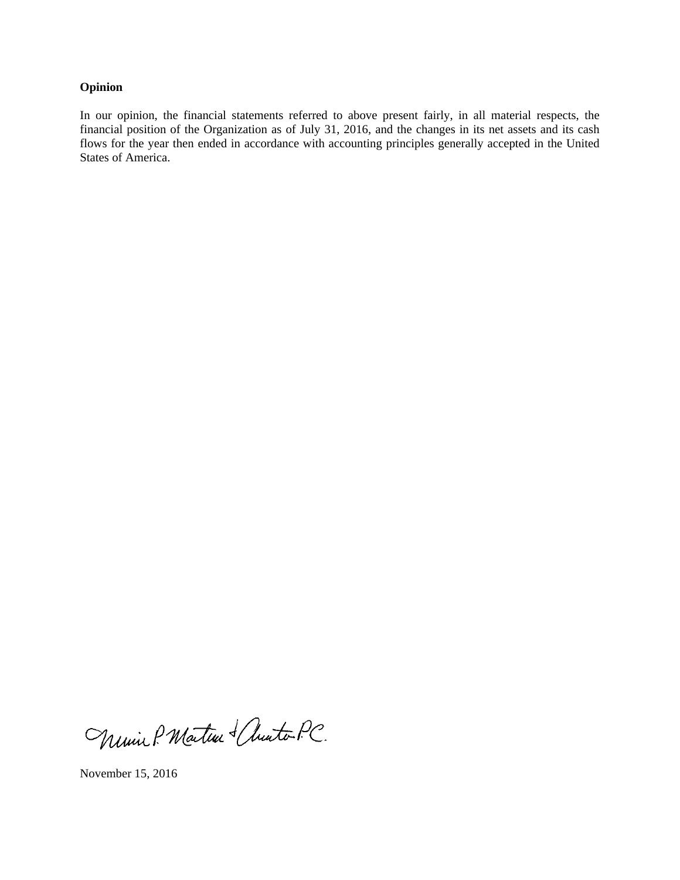**Opinion**

In our opinion, the financial statements referred to above present fairly, in all material respects, the financial position of the Organization as of July 31, 2016, and the changes in its net assets and its cash flows for the year then ended in accordance with accounting principles generally accepted in the United States of America.

Mauldin P. Martin & Anston P.C.

November 15, 2016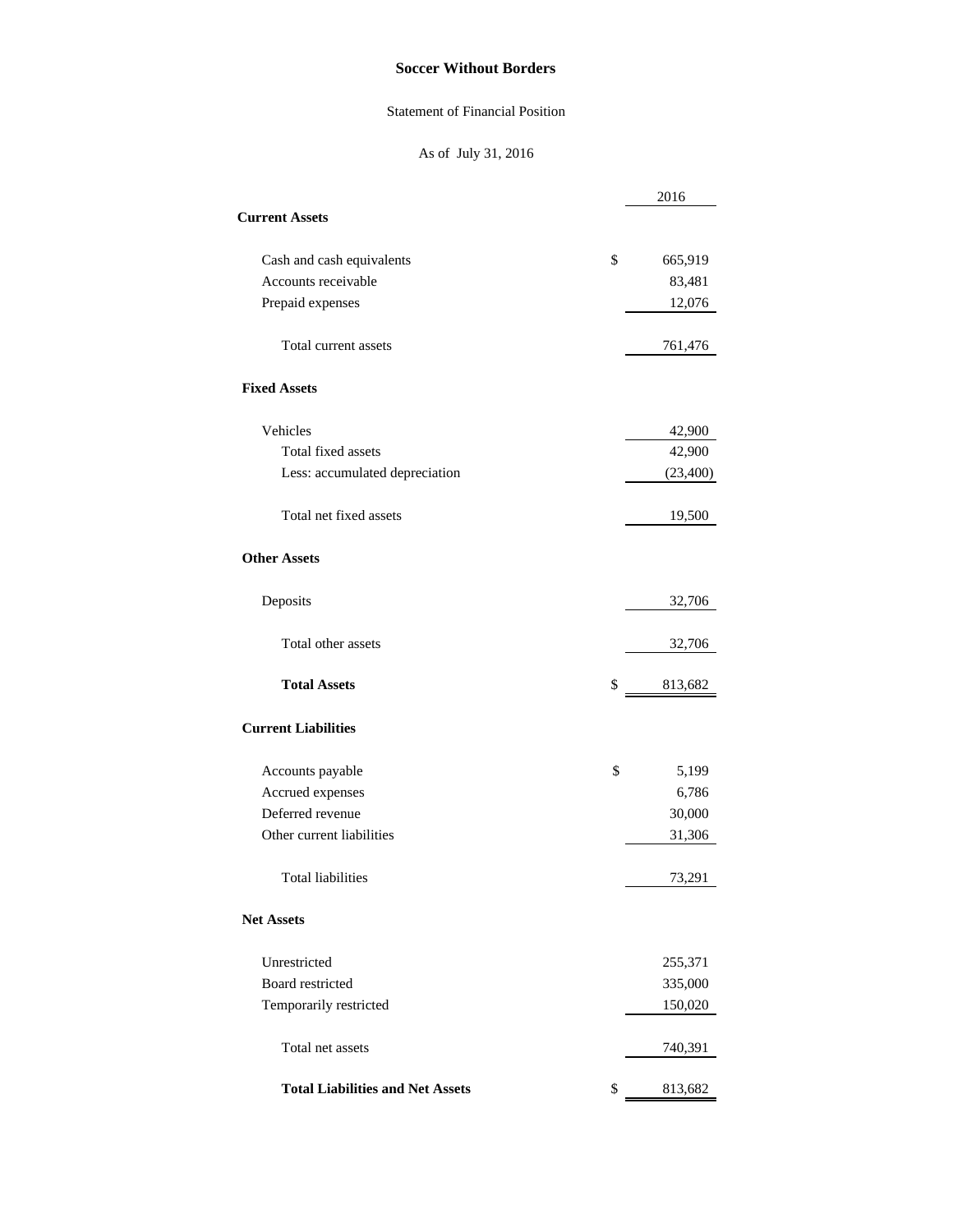# Soccer Without Borders

Statement of Financial Position

As of July 31, 2016

| | | 2016 |
|---|---|---|
| **Current Assets** | | |
| Cash and cash equivalents | $ | 665,919 |
| Accounts receivable | | 83,481 |
| Prepaid expenses | | 12,076 |
| Total current assets | | 761,476 |
| **Fixed Assets** | | |
| Vehicles | | 42,900 |
| Total fixed assets | | 42,900 |
| Less: accumulated depreciation | | (23,400) |
| Total net fixed assets | | 19,500 |
| **Other Assets** | | |
| Deposits | | 32,706 |
| Total other assets | | 32,706 |
| **Total Assets** | $ | 813,682 |
| **Current Liabilities** | | |
| Accounts payable | $ | 5,199 |
| Accrued expenses | | 6,786 |
| Deferred revenue | | 30,000 |
| Other current liabilities | | 31,306 |
| Total liabilities | | 73,291 |
| **Net Assets** | | |
| Unrestricted | | 255,371 |
| Board restricted | | 335,000 |
| Temporarily restricted | | 150,020 |
| Total net assets | | 740,391 |
| **Total Liabilities and Net Assets** | $ | 813,682 |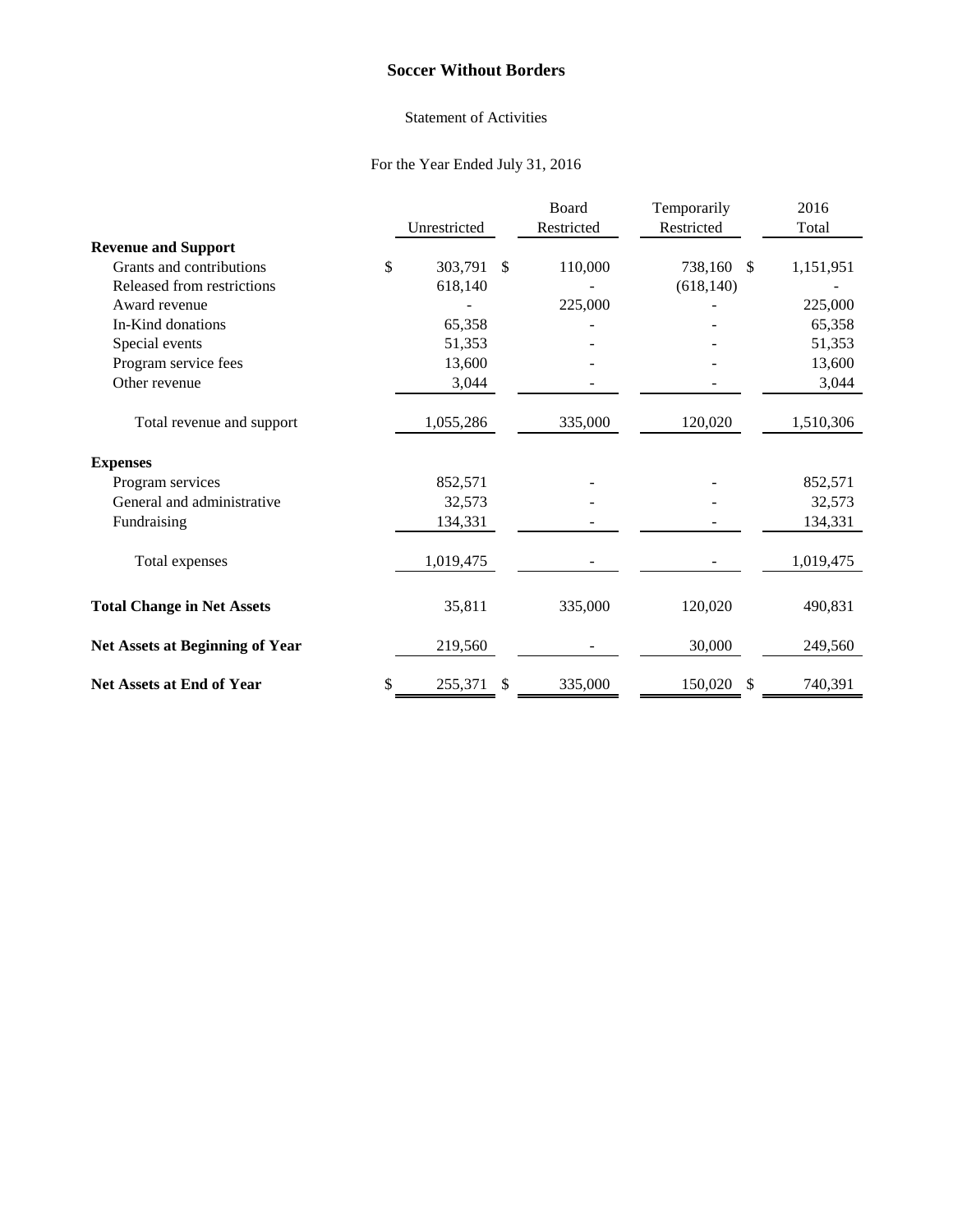# Soccer Without Borders

Statement of Activities

For the Year Ended July 31, 2016

| | Unrestricted | Board Restricted | Temporarily Restricted | 2016 Total |
|---|---|---|---|---|
| **Revenue and Support** | | | | |
| Grants and contributions | $ 303,791 | $ 110,000 | 738,160 | $ 1,151,951 |
| Released from restrictions | 618,140 | - | (618,140) | - |
| Award revenue | - | 225,000 | - | 225,000 |
| In-Kind donations | 65,358 | - | - | 65,358 |
| Special events | 51,353 | - | - | 51,353 |
| Program service fees | 13,600 | - | - | 13,600 |
| Other revenue | 3,044 | - | - | 3,044 |
| Total revenue and support | 1,055,286 | 335,000 | 120,020 | 1,510,306 |
| **Expenses** | | | | |
| Program services | 852,571 | - | - | 852,571 |
| General and administrative | 32,573 | - | - | 32,573 |
| Fundraising | 134,331 | - | - | 134,331 |
| Total expenses | 1,019,475 | - | - | 1,019,475 |
| **Total Change in Net Assets** | 35,811 | 335,000 | 120,020 | 490,831 |
| **Net Assets at Beginning of Year** | 219,560 | - | 30,000 | 249,560 |
| **Net Assets at End of Year** | $ 255,371 | $ 335,000 | 150,020 | $ 740,391 |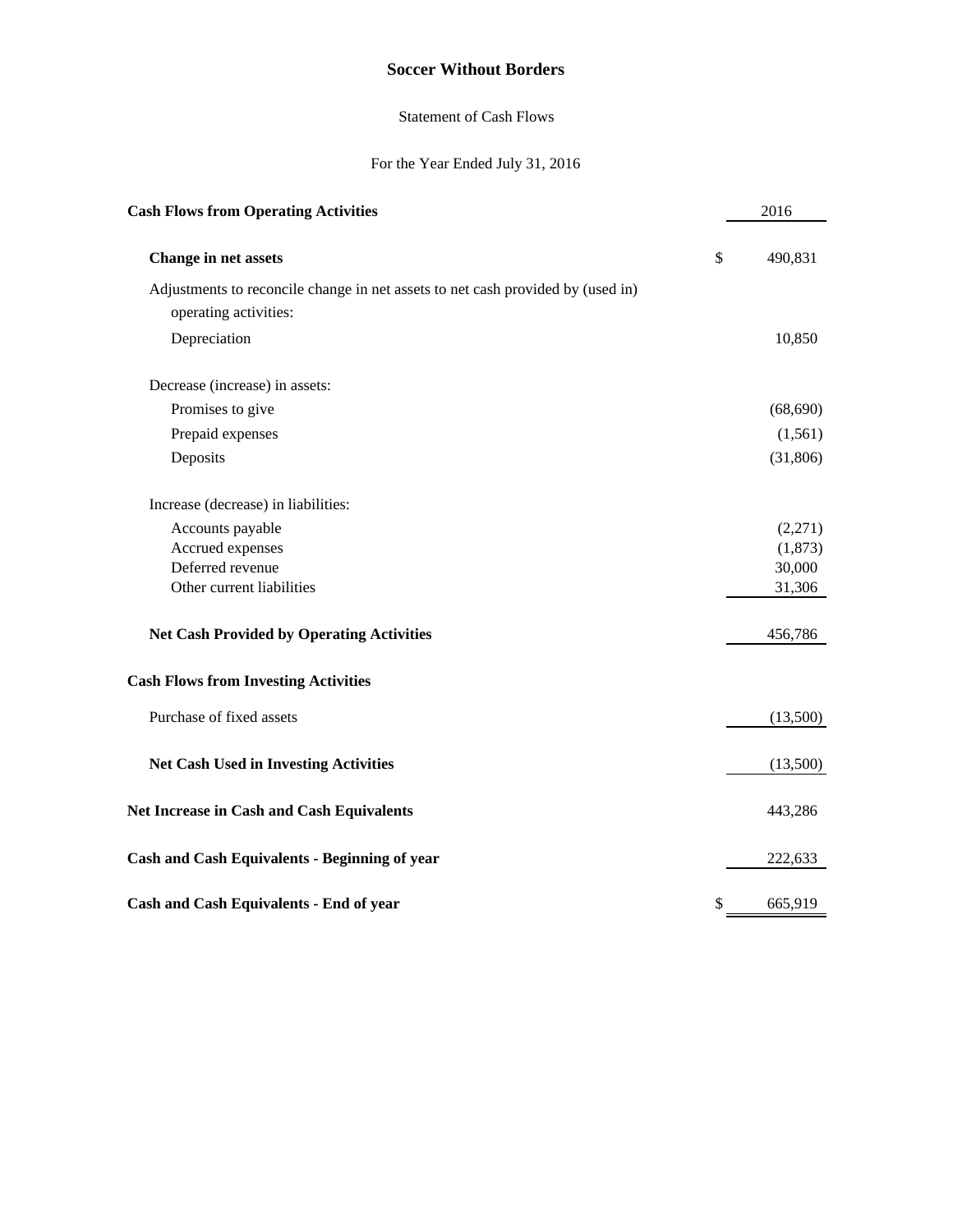# Soccer Without Borders

Statement of Cash Flows

For the Year Ended July 31, 2016

| Cash Flows from Operating Activities | | 2016 |
|---|---|---|
| **Change in net assets** | $ | 490,831 |
| Adjustments to reconcile change in net assets to net cash provided by (used in) operating activities: | | |
| Depreciation | | 10,850 |
| Decrease (increase) in assets: | | |
| Promises to give | | (68,690) |
| Prepaid expenses | | (1,561) |
| Deposits | | (31,806) |
| Increase (decrease) in liabilities: | | |
| Accounts payable | | (2,271) |
| Accrued expenses | | (1,873) |
| Deferred revenue | | 30,000 |
| Other current liabilities | | 31,306 |
| **Net Cash Provided by Operating Activities** | | 456,786 |
| **Cash Flows from Investing Activities** | | |
| Purchase of fixed assets | | (13,500) |
| **Net Cash Used in Investing Activities** | | (13,500) |
| **Net Increase in Cash and Cash Equivalents** | | 443,286 |
| **Cash and Cash Equivalents - Beginning of year** | | 222,633 |
| **Cash and Cash Equivalents - End of year** | $ | 665,919 |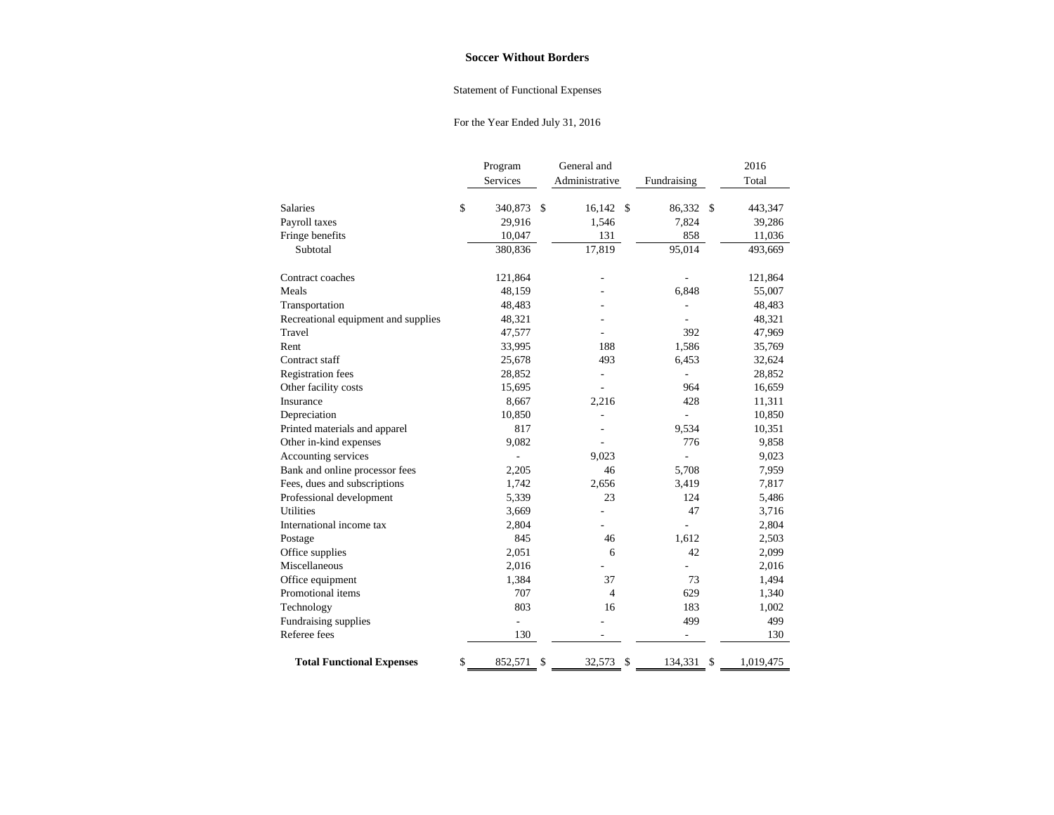# Soccer Without Borders

Statement of Functional Expenses

For the Year Ended July 31, 2016

| | Program Services | General and Administrative | Fundraising | 2016 Total |
|---|---|---|---|---|
| Salaries | $ 340,873 | $ 16,142 | $ 86,332 | $ 443,347 |
| Payroll taxes | 29,916 | 1,546 | 7,824 | 39,286 |
| Fringe benefits | 10,047 | 131 | 858 | 11,036 |
| Subtotal | 380,836 | 17,819 | 95,014 | 493,669 |
| | | | | |
| Contract coaches | 121,864 | - | - | 121,864 |
| Meals | 48,159 | - | 6,848 | 55,007 |
| Transportation | 48,483 | - | - | 48,483 |
| Recreational equipment and supplies | 48,321 | - | - | 48,321 |
| Travel | 47,577 | - | 392 | 47,969 |
| Rent | 33,995 | 188 | 1,586 | 35,769 |
| Contract staff | 25,678 | 493 | 6,453 | 32,624 |
| Registration fees | 28,852 | - | - | 28,852 |
| Other facility costs | 15,695 | - | 964 | 16,659 |
| Insurance | 8,667 | 2,216 | 428 | 11,311 |
| Depreciation | 10,850 | - | - | 10,850 |
| Printed materials and apparel | 817 | - | 9,534 | 10,351 |
| Other in-kind expenses | 9,082 | - | 776 | 9,858 |
| Accounting services | - | 9,023 | - | 9,023 |
| Bank and online processor fees | 2,205 | 46 | 5,708 | 7,959 |
| Fees, dues and subscriptions | 1,742 | 2,656 | 3,419 | 7,817 |
| Professional development | 5,339 | 23 | 124 | 5,486 |
| Utilities | 3,669 | - | 47 | 3,716 |
| International income tax | 2,804 | - | - | 2,804 |
| Postage | 845 | 46 | 1,612 | 2,503 |
| Office supplies | 2,051 | 6 | 42 | 2,099 |
| Miscellaneous | 2,016 | - | - | 2,016 |
| Office equipment | 1,384 | 37 | 73 | 1,494 |
| Promotional items | 707 | 4 | 629 | 1,340 |
| Technology | 803 | 16 | 183 | 1,002 |
| Fundraising supplies | - | - | 499 | 499 |
| Referee fees | 130 | - | - | 130 |
| | | | | |
| **Total Functional Expenses** | $ 852,571 | $ 32,573 | $ 134,331 | $ 1,019,475 |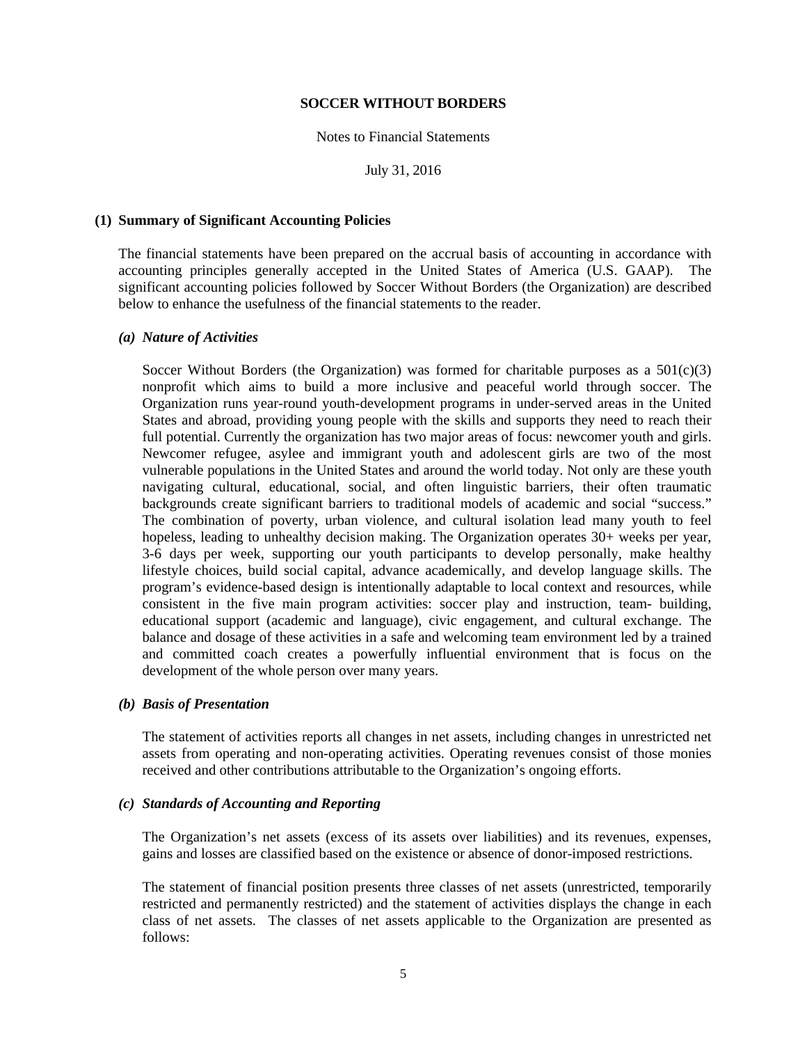# SOCCER WITHOUT BORDERS

Notes to Financial Statements

July 31, 2016

## (1) Summary of Significant Accounting Policies

The financial statements have been prepared on the accrual basis of accounting in accordance with accounting principles generally accepted in the United States of America (U.S. GAAP). The significant accounting policies followed by Soccer Without Borders (the Organization) are described below to enhance the usefulness of the financial statements to the reader.

### *(a) Nature of Activities*

Soccer Without Borders (the Organization) was formed for charitable purposes as a 501(c)(3) nonprofit which aims to build a more inclusive and peaceful world through soccer. The Organization runs year-round youth-development programs in under-served areas in the United States and abroad, providing young people with the skills and supports they need to reach their full potential. Currently the organization has two major areas of focus: newcomer youth and girls. Newcomer refugee, asylee and immigrant youth and adolescent girls are two of the most vulnerable populations in the United States and around the world today. Not only are these youth navigating cultural, educational, social, and often linguistic barriers, their often traumatic backgrounds create significant barriers to traditional models of academic and social "success." The combination of poverty, urban violence, and cultural isolation lead many youth to feel hopeless, leading to unhealthy decision making. The Organization operates 30+ weeks per year, 3-6 days per week, supporting our youth participants to develop personally, make healthy lifestyle choices, build social capital, advance academically, and develop language skills. The program's evidence-based design is intentionally adaptable to local context and resources, while consistent in the five main program activities: soccer play and instruction, team- building, educational support (academic and language), civic engagement, and cultural exchange. The balance and dosage of these activities in a safe and welcoming team environment led by a trained and committed coach creates a powerfully influential environment that is focus on the development of the whole person over many years.

### *(b) Basis of Presentation*

The statement of activities reports all changes in net assets, including changes in unrestricted net assets from operating and non-operating activities. Operating revenues consist of those monies received and other contributions attributable to the Organization's ongoing efforts.

### *(c) Standards of Accounting and Reporting*

The Organization's net assets (excess of its assets over liabilities) and its revenues, expenses, gains and losses are classified based on the existence or absence of donor-imposed restrictions.

The statement of financial position presents three classes of net assets (unrestricted, temporarily restricted and permanently restricted) and the statement of activities displays the change in each class of net assets. The classes of net assets applicable to the Organization are presented as follows: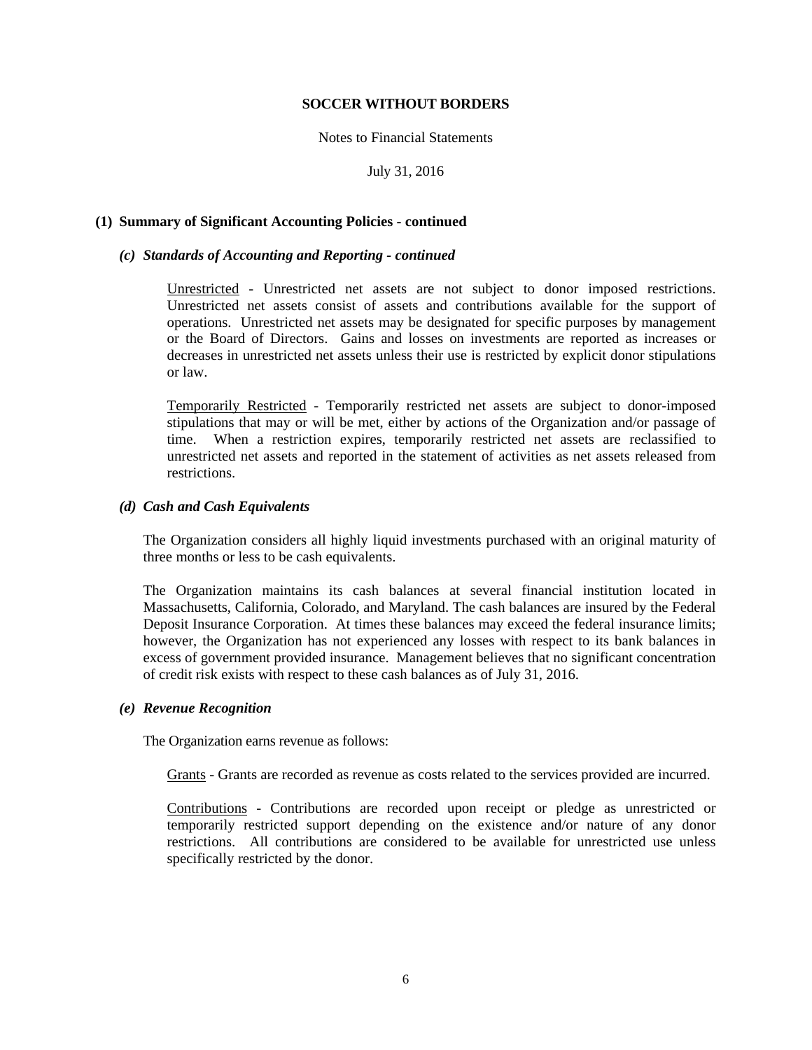**SOCCER WITHOUT BORDERS**

Notes to Financial Statements

July 31, 2016

**(1) Summary of Significant Accounting Policies - continued**

***(c) Standards of Accounting and Reporting - continued***

Unrestricted - Unrestricted net assets are not subject to donor imposed restrictions. Unrestricted net assets consist of assets and contributions available for the support of operations. Unrestricted net assets may be designated for specific purposes by management or the Board of Directors. Gains and losses on investments are reported as increases or decreases in unrestricted net assets unless their use is restricted by explicit donor stipulations or law.

Temporarily Restricted - Temporarily restricted net assets are subject to donor-imposed stipulations that may or will be met, either by actions of the Organization and/or passage of time. When a restriction expires, temporarily restricted net assets are reclassified to unrestricted net assets and reported in the statement of activities as net assets released from restrictions.

***(d) Cash and Cash Equivalents***

The Organization considers all highly liquid investments purchased with an original maturity of three months or less to be cash equivalents.

The Organization maintains its cash balances at several financial institution located in Massachusetts, California, Colorado, and Maryland. The cash balances are insured by the Federal Deposit Insurance Corporation. At times these balances may exceed the federal insurance limits; however, the Organization has not experienced any losses with respect to its bank balances in excess of government provided insurance. Management believes that no significant concentration of credit risk exists with respect to these cash balances as of July 31, 2016.

***(e) Revenue Recognition***

The Organization earns revenue as follows:

Grants - Grants are recorded as revenue as costs related to the services provided are incurred.

Contributions - Contributions are recorded upon receipt or pledge as unrestricted or temporarily restricted support depending on the existence and/or nature of any donor restrictions. All contributions are considered to be available for unrestricted use unless specifically restricted by the donor.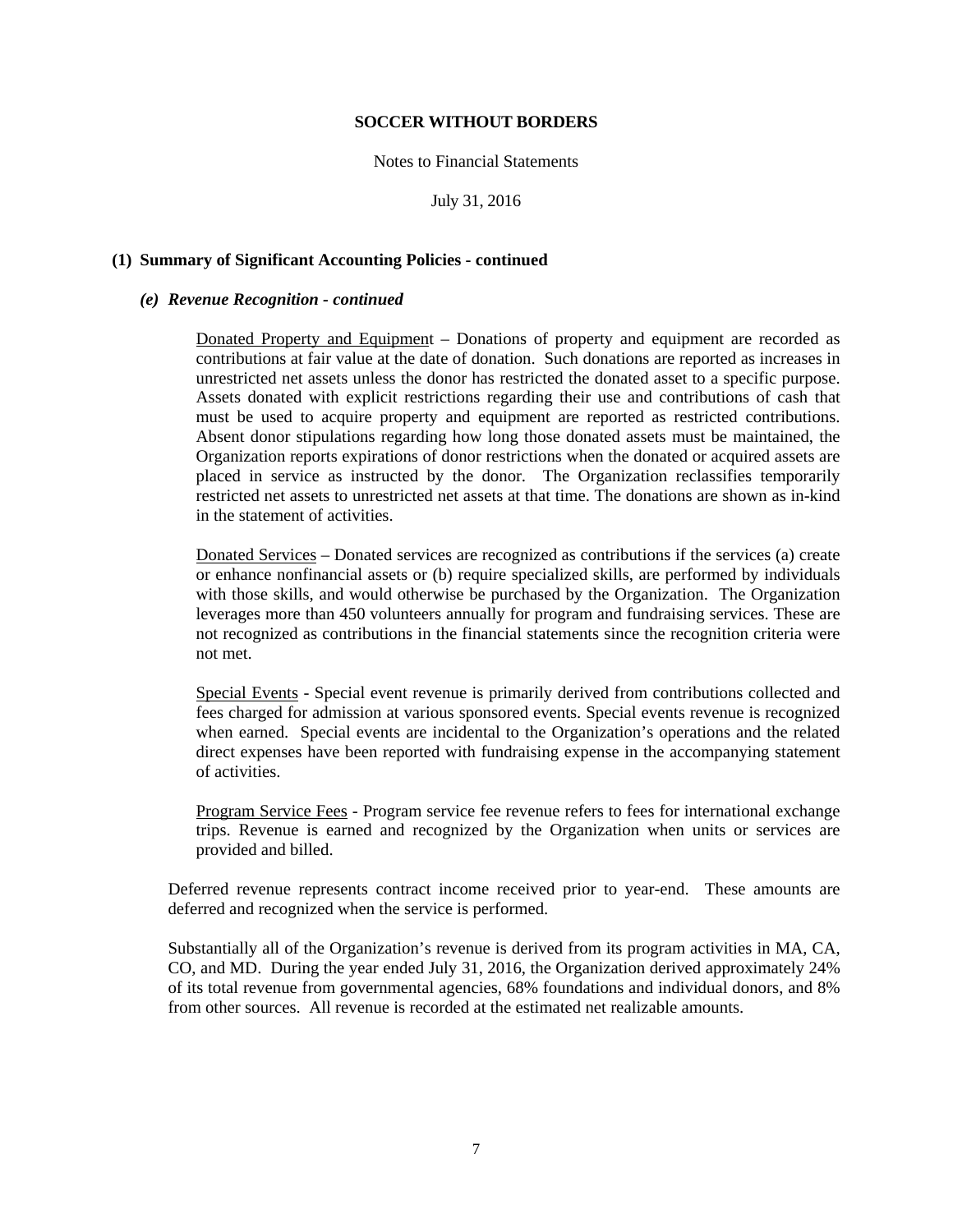# SOCCER WITHOUT BORDERS

Notes to Financial Statements

July 31, 2016

## (1) Summary of Significant Accounting Policies - continued

### *(e) Revenue Recognition - continued*

Donated Property and Equipment – Donations of property and equipment are recorded as contributions at fair value at the date of donation. Such donations are reported as increases in unrestricted net assets unless the donor has restricted the donated asset to a specific purpose. Assets donated with explicit restrictions regarding their use and contributions of cash that must be used to acquire property and equipment are reported as restricted contributions. Absent donor stipulations regarding how long those donated assets must be maintained, the Organization reports expirations of donor restrictions when the donated or acquired assets are placed in service as instructed by the donor. The Organization reclassifies temporarily restricted net assets to unrestricted net assets at that time. The donations are shown as in-kind in the statement of activities.

Donated Services – Donated services are recognized as contributions if the services (a) create or enhance nonfinancial assets or (b) require specialized skills, are performed by individuals with those skills, and would otherwise be purchased by the Organization. The Organization leverages more than 450 volunteers annually for program and fundraising services. These are not recognized as contributions in the financial statements since the recognition criteria were not met.

Special Events - Special event revenue is primarily derived from contributions collected and fees charged for admission at various sponsored events. Special events revenue is recognized when earned. Special events are incidental to the Organization's operations and the related direct expenses have been reported with fundraising expense in the accompanying statement of activities.

Program Service Fees - Program service fee revenue refers to fees for international exchange trips. Revenue is earned and recognized by the Organization when units or services are provided and billed.

Deferred revenue represents contract income received prior to year-end. These amounts are deferred and recognized when the service is performed.

Substantially all of the Organization's revenue is derived from its program activities in MA, CA, CO, and MD. During the year ended July 31, 2016, the Organization derived approximately 24% of its total revenue from governmental agencies, 68% foundations and individual donors, and 8% from other sources. All revenue is recorded at the estimated net realizable amounts.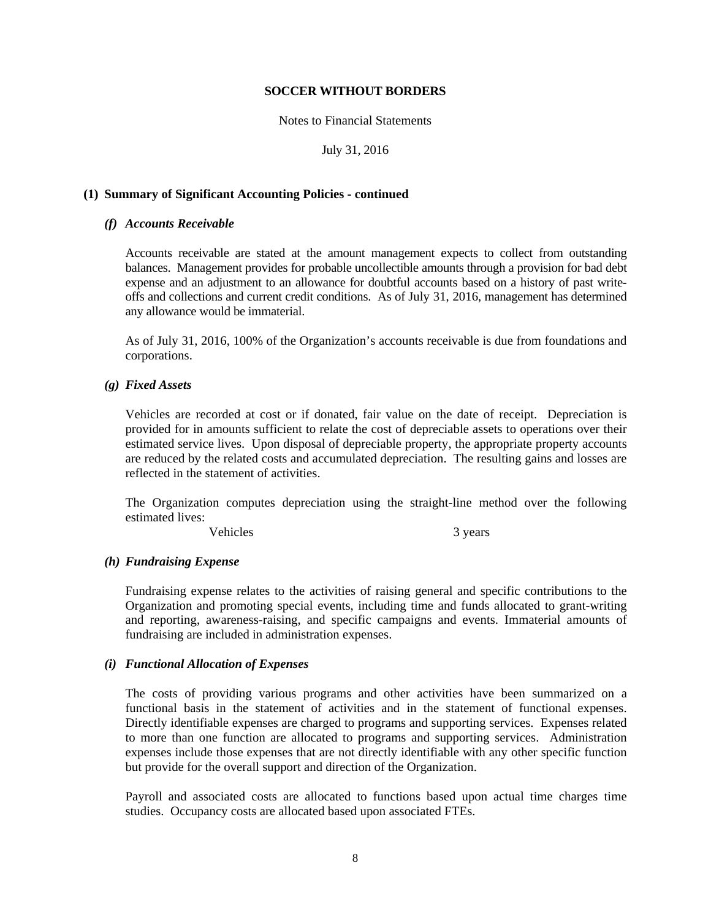**SOCCER WITHOUT BORDERS**

Notes to Financial Statements

July 31, 2016

**(1) Summary of Significant Accounting Policies - continued**

***(f) Accounts Receivable***

Accounts receivable are stated at the amount management expects to collect from outstanding balances. Management provides for probable uncollectible amounts through a provision for bad debt expense and an adjustment to an allowance for doubtful accounts based on a history of past write-offs and collections and current credit conditions. As of July 31, 2016, management has determined any allowance would be immaterial.

As of July 31, 2016, 100% of the Organization's accounts receivable is due from foundations and corporations.

***(g) Fixed Assets***

Vehicles are recorded at cost or if donated, fair value on the date of receipt. Depreciation is provided for in amounts sufficient to relate the cost of depreciable assets to operations over their estimated service lives. Upon disposal of depreciable property, the appropriate property accounts are reduced by the related costs and accumulated depreciation. The resulting gains and losses are reflected in the statement of activities.

The Organization computes depreciation using the straight-line method over the following estimated lives:

| | |
|---|---|
| Vehicles | 3 years |

***(h) Fundraising Expense***

Fundraising expense relates to the activities of raising general and specific contributions to the Organization and promoting special events, including time and funds allocated to grant-writing and reporting, awareness-raising, and specific campaigns and events. Immaterial amounts of fundraising are included in administration expenses.

***(i) Functional Allocation of Expenses***

The costs of providing various programs and other activities have been summarized on a functional basis in the statement of activities and in the statement of functional expenses. Directly identifiable expenses are charged to programs and supporting services. Expenses related to more than one function are allocated to programs and supporting services. Administration expenses include those expenses that are not directly identifiable with any other specific function but provide for the overall support and direction of the Organization.

Payroll and associated costs are allocated to functions based upon actual time charges time studies. Occupancy costs are allocated based upon associated FTEs.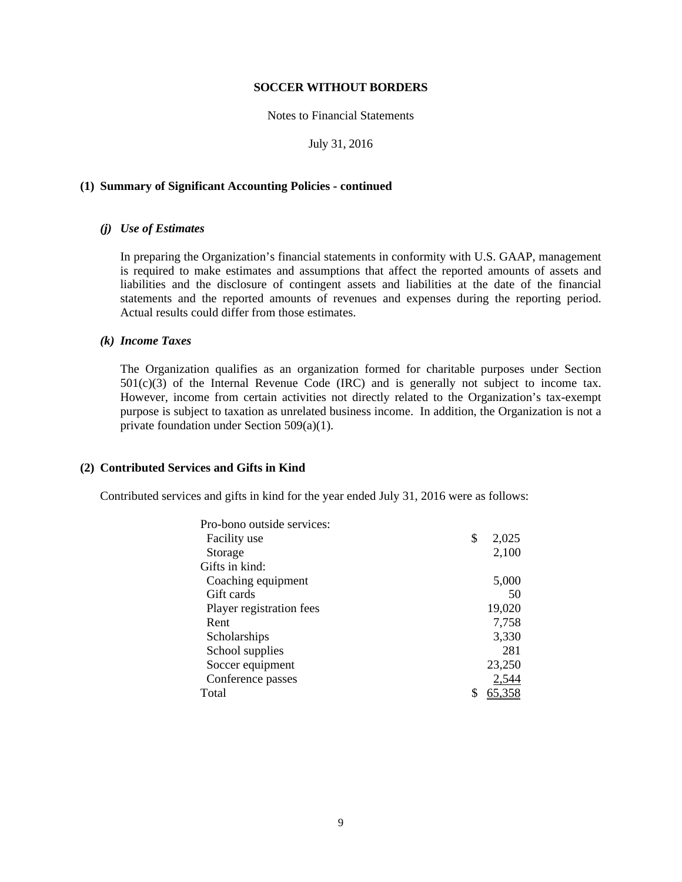**SOCCER WITHOUT BORDERS**

Notes to Financial Statements

July 31, 2016

## (1) Summary of Significant Accounting Policies - continued

### *(j) Use of Estimates*

In preparing the Organization's financial statements in conformity with U.S. GAAP, management is required to make estimates and assumptions that affect the reported amounts of assets and liabilities and the disclosure of contingent assets and liabilities at the date of the financial statements and the reported amounts of revenues and expenses during the reporting period. Actual results could differ from those estimates.

### *(k) Income Taxes*

The Organization qualifies as an organization formed for charitable purposes under Section 501(c)(3) of the Internal Revenue Code (IRC) and is generally not subject to income tax. However, income from certain activities not directly related to the Organization's tax-exempt purpose is subject to taxation as unrelated business income. In addition, the Organization is not a private foundation under Section 509(a)(1).

## (2) Contributed Services and Gifts in Kind

Contributed services and gifts in kind for the year ended July 31, 2016 were as follows:

| | |
|---|---|
| Pro-bono outside services: | |
| Facility use | $ 2,025 |
| Storage | 2,100 |
| Gifts in kind: | |
| Coaching equipment | 5,000 |
| Gift cards | 50 |
| Player registration fees | 19,020 |
| Rent | 7,758 |
| Scholarships | 3,330 |
| School supplies | 281 |
| Soccer equipment | 23,250 |
| Conference passes | 2,544 |
| Total | $ 65,358 |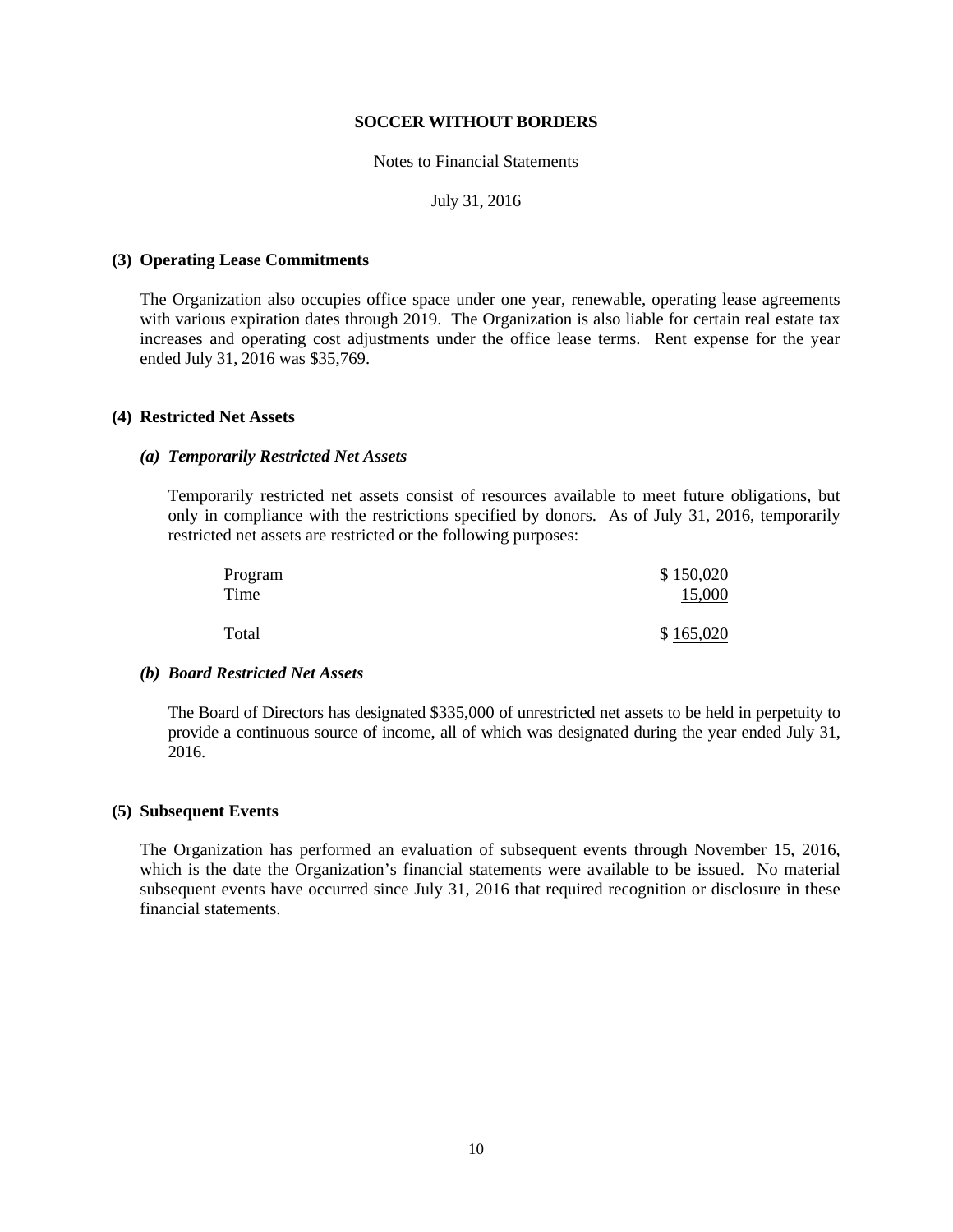**SOCCER WITHOUT BORDERS**

Notes to Financial Statements

July 31, 2016

## (3) Operating Lease Commitments

The Organization also occupies office space under one year, renewable, operating lease agreements with various expiration dates through 2019. The Organization is also liable for certain real estate tax increases and operating cost adjustments under the office lease terms. Rent expense for the year ended July 31, 2016 was $35,769.

## (4) Restricted Net Assets

### *(a) Temporarily Restricted Net Assets*

Temporarily restricted net assets consist of resources available to meet future obligations, but only in compliance with the restrictions specified by donors. As of July 31, 2016, temporarily restricted net assets are restricted or the following purposes:

| | |
|---|---|
| Program | $ 150,020 |
| Time | 15,000 |
| Total | $ 165,020 |

### *(b) Board Restricted Net Assets*

The Board of Directors has designated $335,000 of unrestricted net assets to be held in perpetuity to provide a continuous source of income, all of which was designated during the year ended July 31, 2016.

## (5) Subsequent Events

The Organization has performed an evaluation of subsequent events through November 15, 2016, which is the date the Organization's financial statements were available to be issued. No material subsequent events have occurred since July 31, 2016 that required recognition or disclosure in these financial statements.